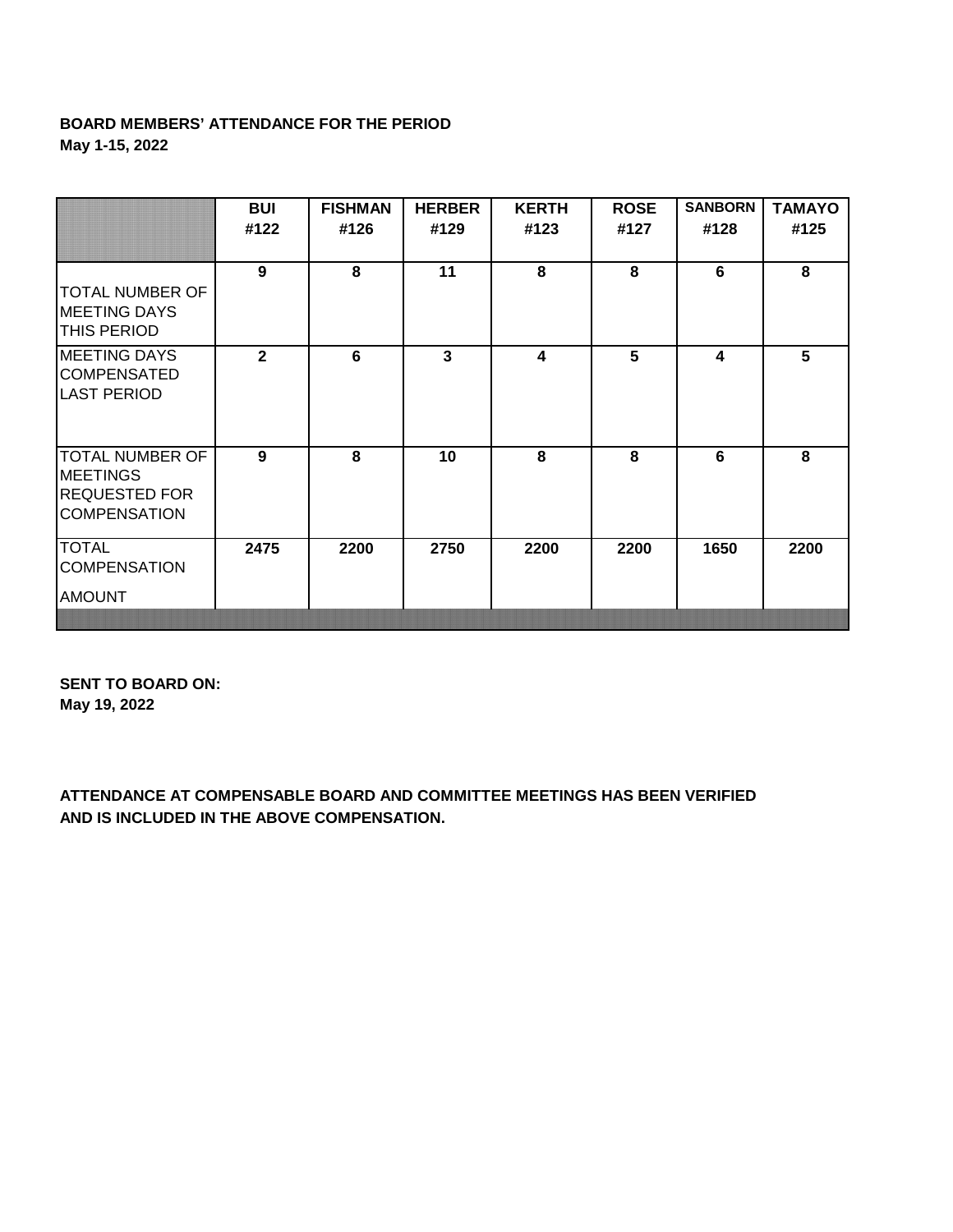**BOARD MEMBERS' ATTENDANCE FOR THE PERIOD**
**May 1-15, 2022**

| | BUI #122 | FISHMAN #126 | HERBER #129 | KERTH #123 | ROSE #127 | SANBORN #128 | TAMAYO #125 |
|---|---|---|---|---|---|---|---|
| TOTAL NUMBER OF MEETING DAYS THIS PERIOD | 9 | 8 | 11 | 8 | 8 | 6 | 8 |
| MEETING DAYS COMPENSATED LAST PERIOD | 2 | 6 | 3 | 4 | 5 | 4 | 5 |
| TOTAL NUMBER OF MEETINGS REQUESTED FOR COMPENSATION | 9 | 8 | 10 | 8 | 8 | 6 | 8 |
| TOTAL COMPENSATION AMOUNT | 2475 | 2200 | 2750 | 2200 | 2200 | 1650 | 2200 |

**SENT TO BOARD ON:**
**May 19, 2022**

**ATTENDANCE AT COMPENSABLE BOARD AND COMMITTEE MEETINGS HAS BEEN VERIFIED AND IS INCLUDED IN THE ABOVE COMPENSATION.**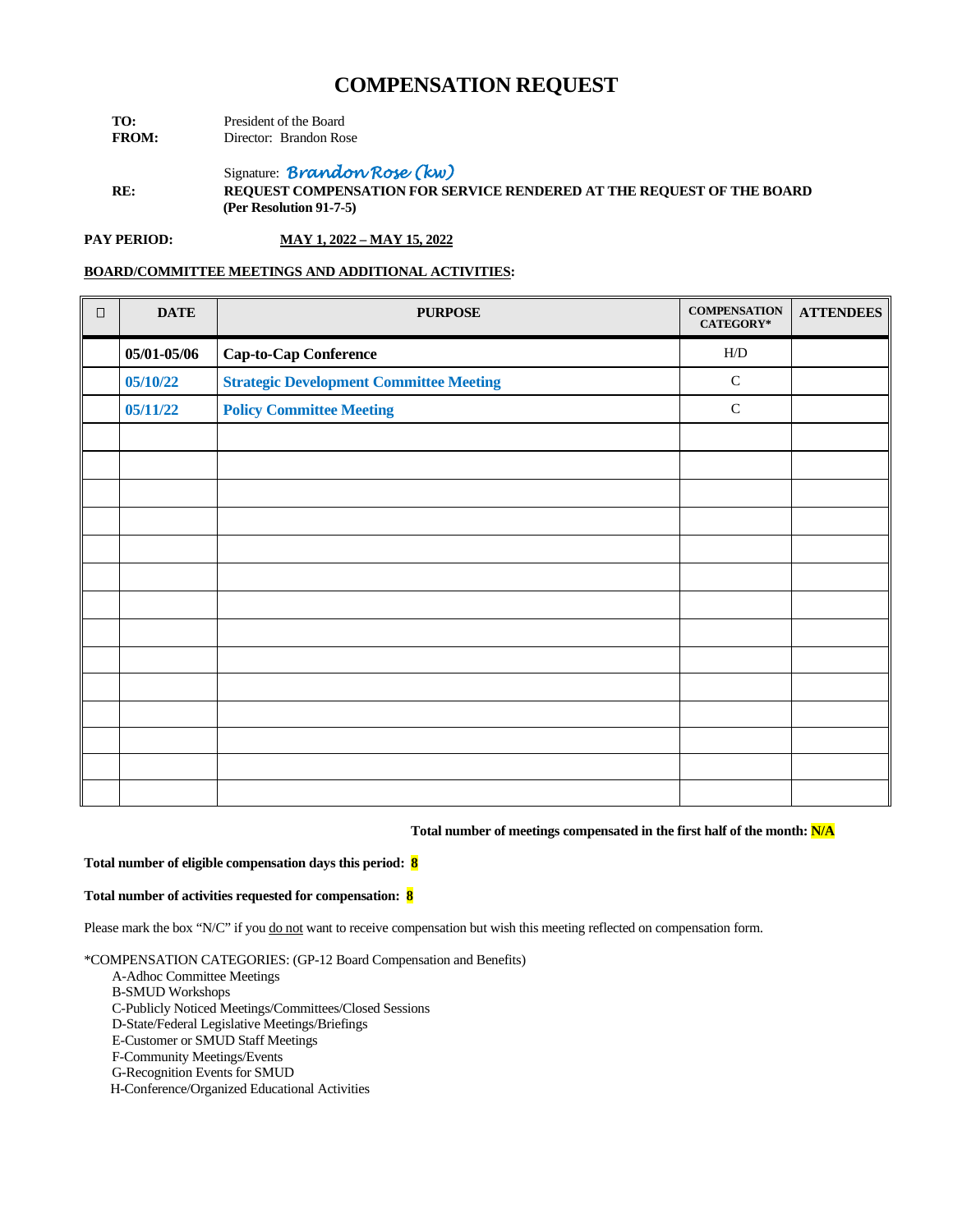# COMPENSATION REQUEST

**TO:** President of the Board
**FROM:** Director: Brandon Rose

Signature: *Brandon Rose (kw)*

**RE:** **REQUEST COMPENSATION FOR SERVICE RENDERED AT THE REQUEST OF THE BOARD (Per Resolution 91-7-5)**

**PAY PERIOD:** **MAY 1, 2022 – MAY 15, 2022**

**BOARD/COMMITTEE MEETINGS AND ADDITIONAL ACTIVITIES:**

| ☐ | DATE | PURPOSE | COMPENSATION CATEGORY* | ATTENDEES |
|---|---|---|---|---|
| | **05/01-05/06** | **Cap-to-Cap Conference** | H/D | |
| | **05/10/22** | **Strategic Development Committee Meeting** | C | |
| | **05/11/22** | **Policy Committee Meeting** | C | |
| | | | | |
| | | | | |
| | | | | |
| | | | | |
| | | | | |
| | | | | |
| | | | | |
| | | | | |
| | | | | |
| | | | | |
| | | | | |
| | | | | |
| | | | | |
| | | | | |

**Total number of meetings compensated in the first half of the month: N/A**

**Total number of eligible compensation days this period: 8**

**Total number of activities requested for compensation: 8**

Please mark the box "N/C" if you do not want to receive compensation but wish this meeting reflected on compensation form.

*COMPENSATION CATEGORIES: (GP-12 Board Compensation and Benefits)

- A-Adhoc Committee Meetings
- B-SMUD Workshops
- C-Publicly Noticed Meetings/Committees/Closed Sessions
- D-State/Federal Legislative Meetings/Briefings
- E-Customer or SMUD Staff Meetings
- F-Community Meetings/Events
- G-Recognition Events for SMUD
- H-Conference/Organized Educational Activities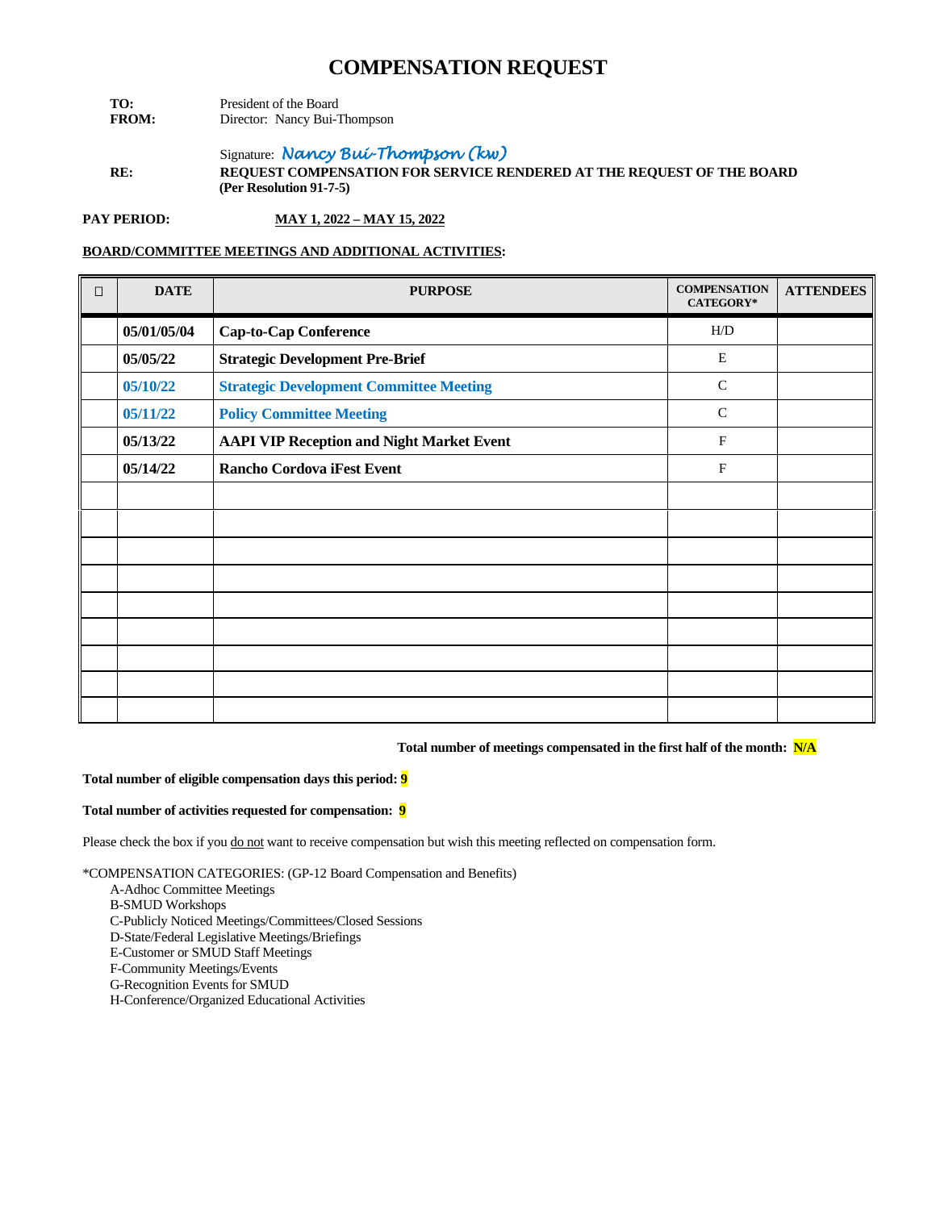# COMPENSATION REQUEST

**TO:** President of the Board
**FROM:** Director: Nancy Bui-Thompson

Signature: *Nancy Bui-Thompson (kw)*

**RE:** **REQUEST COMPENSATION FOR SERVICE RENDERED AT THE REQUEST OF THE BOARD (Per Resolution 91-7-5)**

**PAY PERIOD:** **MAY 1, 2022 – MAY 15, 2022**

**BOARD/COMMITTEE MEETINGS AND ADDITIONAL ACTIVITIES:**

| ☐ | DATE | PURPOSE | COMPENSATION CATEGORY* | ATTENDEES |
|---|---|---|---|---|
| | **05/01/05/04** | **Cap-to-Cap Conference** | H/D | |
| | **05/05/22** | **Strategic Development Pre-Brief** | E | |
| | **05/10/22** | **Strategic Development Committee Meeting** | C | |
| | **05/11/22** | **Policy Committee Meeting** | C | |
| | **05/13/22** | **AAPI VIP Reception and Night Market Event** | F | |
| | **05/14/22** | **Rancho Cordova iFest Event** | F | |
| | | | | |
| | | | | |
| | | | | |
| | | | | |
| | | | | |
| | | | | |
| | | | | |
| | | | | |
| | | | | |

**Total number of meetings compensated in the first half of the month: N/A**

**Total number of eligible compensation days this period: 9**

**Total number of activities requested for compensation: 9**

Please check the box if you do not want to receive compensation but wish this meeting reflected on compensation form.

*COMPENSATION CATEGORIES: (GP-12 Board Compensation and Benefits)

A-Adhoc Committee Meetings
B-SMUD Workshops
C-Publicly Noticed Meetings/Committees/Closed Sessions
D-State/Federal Legislative Meetings/Briefings
E-Customer or SMUD Staff Meetings
F-Community Meetings/Events
G-Recognition Events for SMUD
H-Conference/Organized Educational Activities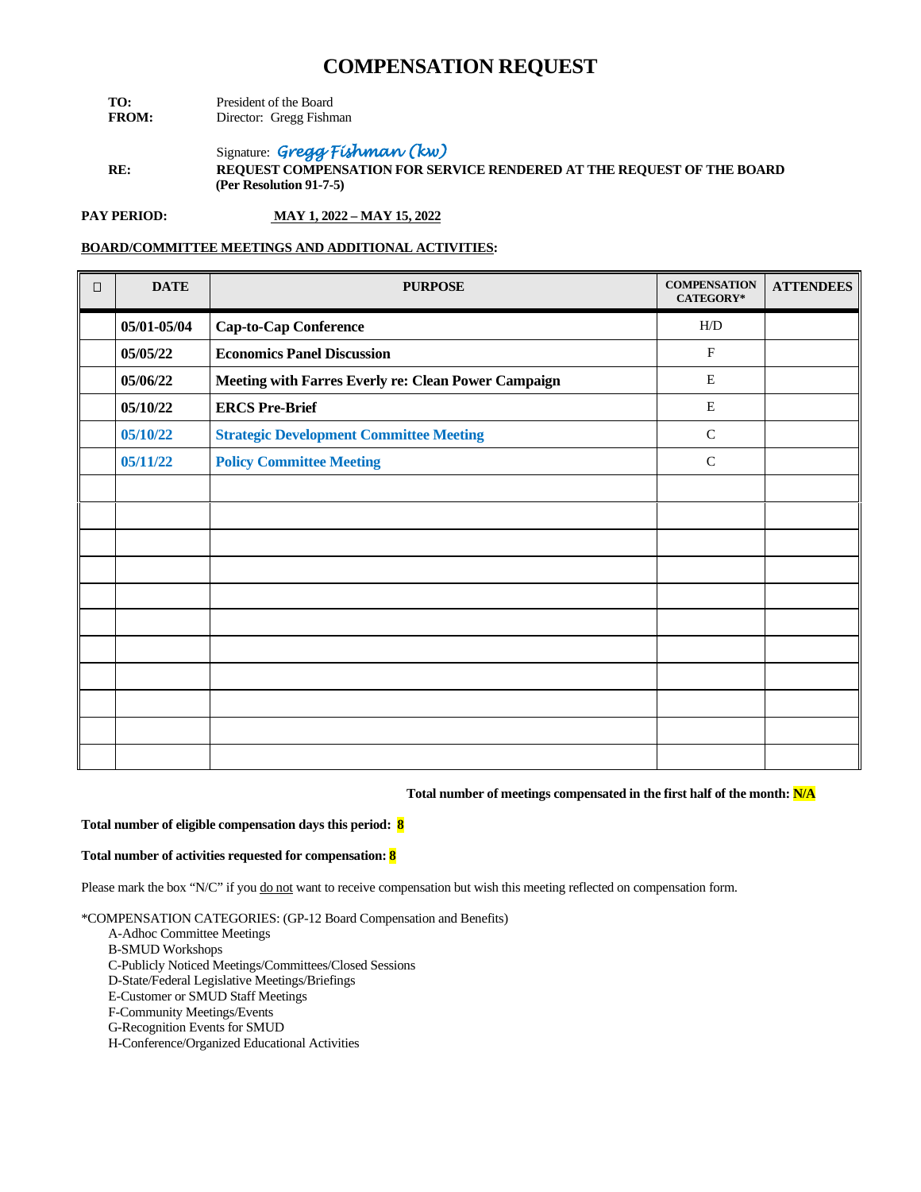# COMPENSATION REQUEST

**TO:** President of the Board
**FROM:** Director: Gregg Fishman

Signature: *Gregg Fishman (kw)*

**RE:** **REQUEST COMPENSATION FOR SERVICE RENDERED AT THE REQUEST OF THE BOARD (Per Resolution 91-7-5)**

**PAY PERIOD:** **MAY 1, 2022 – MAY 15, 2022**

**BOARD/COMMITTEE MEETINGS AND ADDITIONAL ACTIVITIES:**

| ☐ | DATE | PURPOSE | COMPENSATION CATEGORY* | ATTENDEES |
|---|---|---|---|---|
| | **05/01-05/04** | **Cap-to-Cap Conference** | H/D | |
| | **05/05/22** | **Economics Panel Discussion** | F | |
| | **05/06/22** | **Meeting with Farres Everly re: Clean Power Campaign** | E | |
| | **05/10/22** | **ERCS Pre-Brief** | E | |
| | **05/10/22** | **Strategic Development Committee Meeting** | C | |
| | **05/11/22** | **Policy Committee Meeting** | C | |
| | | | | |
| | | | | |
| | | | | |
| | | | | |
| | | | | |
| | | | | |
| | | | | |
| | | | | |
| | | | | |
| | | | | |
| | | | | |

**Total number of meetings compensated in the first half of the month: N/A**

**Total number of eligible compensation days this period: 8**

**Total number of activities requested for compensation: 8**

Please mark the box "N/C" if you do not want to receive compensation but wish this meeting reflected on compensation form.

*COMPENSATION CATEGORIES: (GP-12 Board Compensation and Benefits)
- A-Adhoc Committee Meetings
- B-SMUD Workshops
- C-Publicly Noticed Meetings/Committees/Closed Sessions
- D-State/Federal Legislative Meetings/Briefings
- E-Customer or SMUD Staff Meetings
- F-Community Meetings/Events
- G-Recognition Events for SMUD
- H-Conference/Organized Educational Activities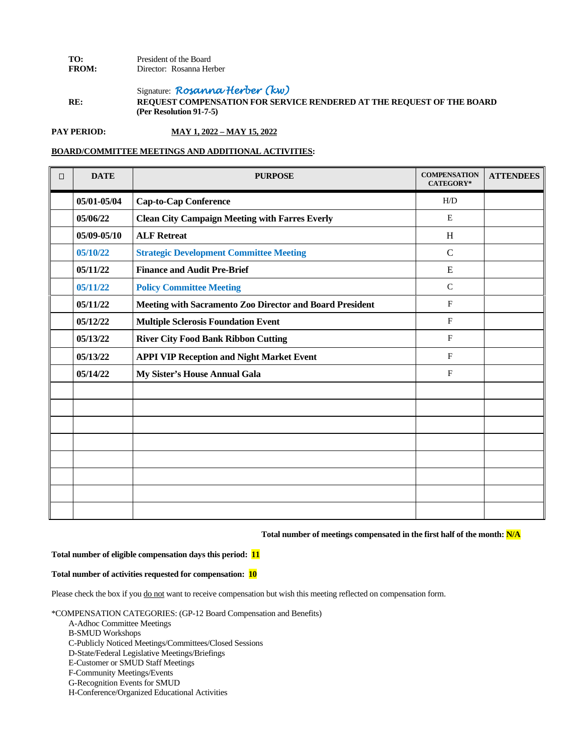**TO:** President of the Board
**FROM:** Director: Rosanna Herber

Signature: *Rosanna Herber (kw)*

**RE:** **REQUEST COMPENSATION FOR SERVICE RENDERED AT THE REQUEST OF THE BOARD (Per Resolution 91-7-5)**

**PAY PERIOD:** **MAY 1, 2022 – MAY 15, 2022**

**BOARD/COMMITTEE MEETINGS AND ADDITIONAL ACTIVITIES:**

| ☐ | DATE | PURPOSE | COMPENSATION CATEGORY* | ATTENDEES |
|---|---|---|---|---|
| | **05/01-05/04** | **Cap-to-Cap Conference** | H/D | |
| | **05/06/22** | **Clean City Campaign Meeting with Farres Everly** | E | |
| | **05/09-05/10** | **ALF Retreat** | H | |
| | **05/10/22** | **Strategic Development Committee Meeting** | C | |
| | **05/11/22** | **Finance and Audit Pre-Brief** | E | |
| | **05/11/22** | **Policy Committee Meeting** | C | |
| | **05/11/22** | **Meeting with Sacramento Zoo Director and Board President** | F | |
| | **05/12/22** | **Multiple Sclerosis Foundation Event** | F | |
| | **05/13/22** | **River City Food Bank Ribbon Cutting** | F | |
| | **05/13/22** | **APPI VIP Reception and Night Market Event** | F | |
| | **05/14/22** | **My Sister's House Annual Gala** | F | |
| | | | | |
| | | | | |
| | | | | |
| | | | | |
| | | | | |
| | | | | |
| | | | | |
| | | | | |

**Total number of meetings compensated in the first half of the month: N/A**

**Total number of eligible compensation days this period: 11**

**Total number of activities requested for compensation: 10**

Please check the box if you do not want to receive compensation but wish this meeting reflected on compensation form.

*COMPENSATION CATEGORIES: (GP-12 Board Compensation and Benefits)

- A-Adhoc Committee Meetings
- B-SMUD Workshops
- C-Publicly Noticed Meetings/Committees/Closed Sessions
- D-State/Federal Legislative Meetings/Briefings
- E-Customer or SMUD Staff Meetings
- F-Community Meetings/Events
- G-Recognition Events for SMUD
- H-Conference/Organized Educational Activities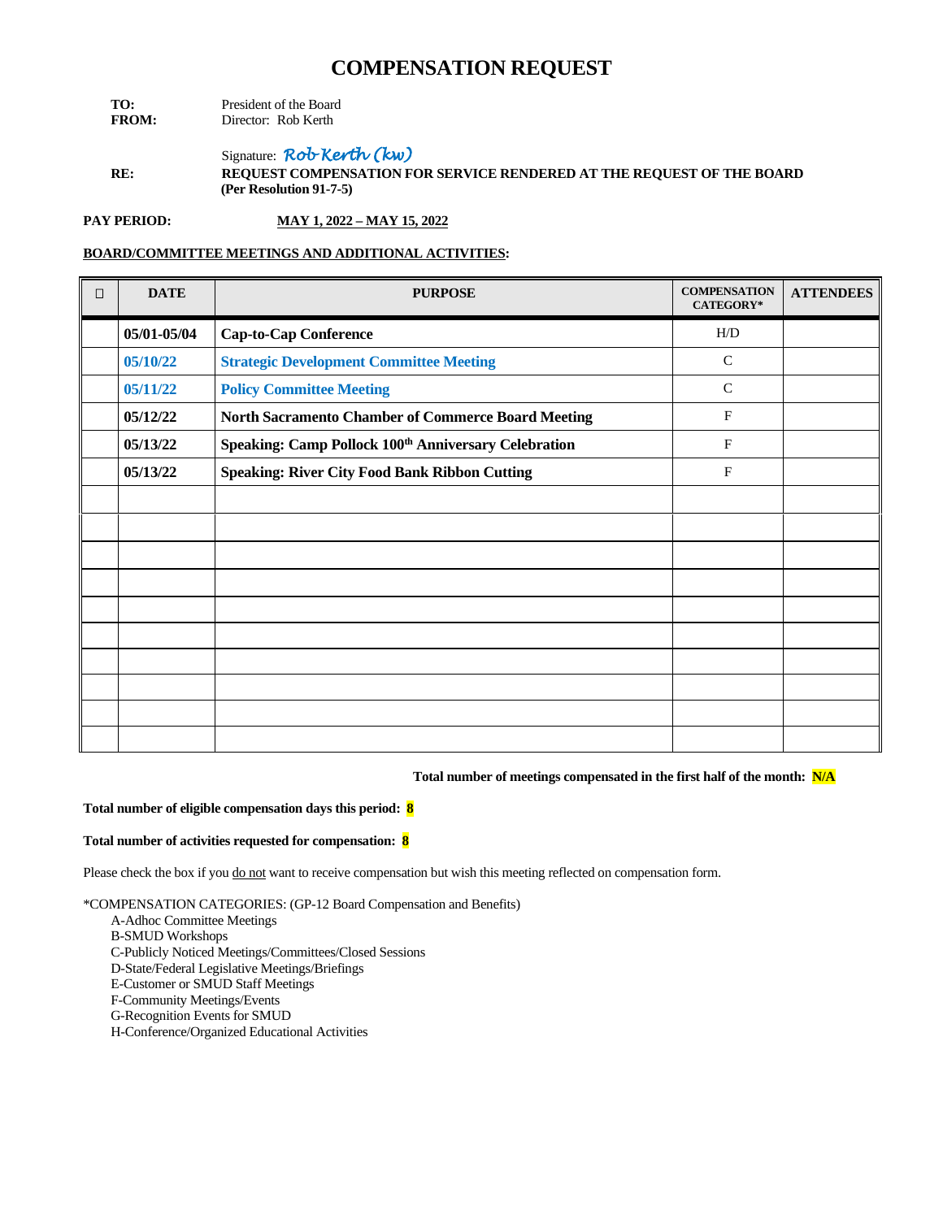# COMPENSATION REQUEST

**TO:** President of the Board
**FROM:** Director: Rob Kerth

Signature: *Rob Kerth (kw)*

**RE:** **REQUEST COMPENSATION FOR SERVICE RENDERED AT THE REQUEST OF THE BOARD (Per Resolution 91-7-5)**

**PAY PERIOD:** **MAY 1, 2022 – MAY 15, 2022**

**BOARD/COMMITTEE MEETINGS AND ADDITIONAL ACTIVITIES:**

| ☐ | DATE | PURPOSE | COMPENSATION CATEGORY* | ATTENDEES |
|---|---|---|---|---|
| | **05/01-05/04** | **Cap-to-Cap Conference** | H/D | |
| | **05/10/22** | **Strategic Development Committee Meeting** | C | |
| | **05/11/22** | **Policy Committee Meeting** | C | |
| | **05/12/22** | **North Sacramento Chamber of Commerce Board Meeting** | F | |
| | **05/13/22** | **Speaking: Camp Pollock 100th Anniversary Celebration** | F | |
| | **05/13/22** | **Speaking: River City Food Bank Ribbon Cutting** | F | |
| | | | | |
| | | | | |
| | | | | |
| | | | | |
| | | | | |
| | | | | |
| | | | | |
| | | | | |
| | | | | |
| | | | | |

**Total number of meetings compensated in the first half of the month: N/A**

**Total number of eligible compensation days this period: 8**

**Total number of activities requested for compensation: 8**

Please check the box if you do not want to receive compensation but wish this meeting reflected on compensation form.

*COMPENSATION CATEGORIES: (GP-12 Board Compensation and Benefits)

- A-Adhoc Committee Meetings
- B-SMUD Workshops
- C-Publicly Noticed Meetings/Committees/Closed Sessions
- D-State/Federal Legislative Meetings/Briefings
- E-Customer or SMUD Staff Meetings
- F-Community Meetings/Events
- G-Recognition Events for SMUD
- H-Conference/Organized Educational Activities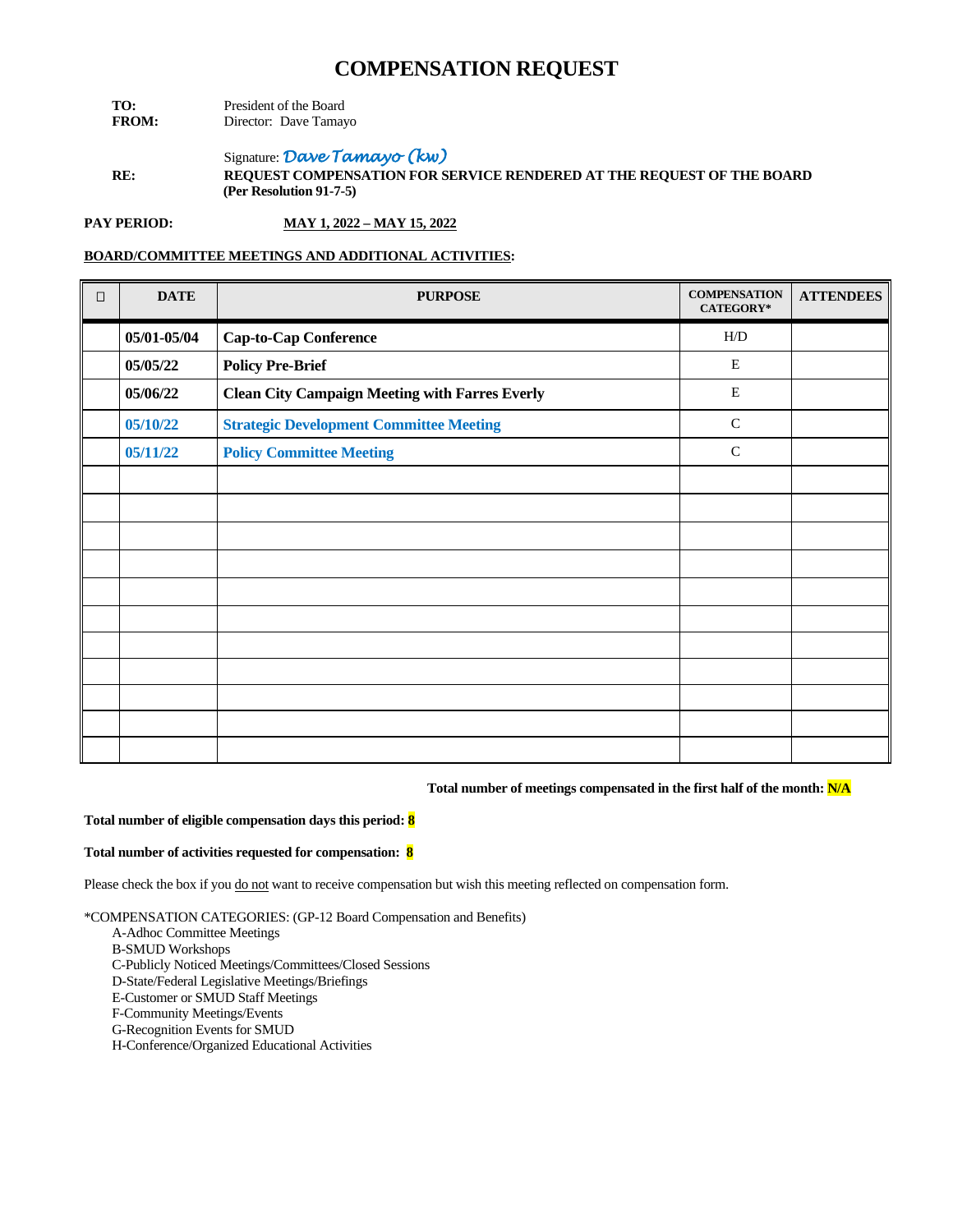# COMPENSATION REQUEST

**TO:** President of the Board
**FROM:** Director: Dave Tamayo

Signature: *Dave Tamayo (kw)*

**RE:** **REQUEST COMPENSATION FOR SERVICE RENDERED AT THE REQUEST OF THE BOARD (Per Resolution 91-7-5)**

**PAY PERIOD:** **MAY 1, 2022 – MAY 15, 2022**

**BOARD/COMMITTEE MEETINGS AND ADDITIONAL ACTIVITIES:**

| ☐ | DATE | PURPOSE | COMPENSATION CATEGORY* | ATTENDEES |
|---|---|---|---|---|
| | **05/01-05/04** | **Cap-to-Cap Conference** | H/D | |
| | **05/05/22** | **Policy Pre-Brief** | E | |
| | **05/06/22** | **Clean City Campaign Meeting with Farres Everly** | E | |
| | **05/10/22** | **Strategic Development Committee Meeting** | C | |
| | **05/11/22** | **Policy Committee Meeting** | C | |
| | | | | |
| | | | | |
| | | | | |
| | | | | |
| | | | | |
| | | | | |
| | | | | |
| | | | | |
| | | | | |
| | | | | |
| | | | | |

**Total number of meetings compensated in the first half of the month: N/A**

**Total number of eligible compensation days this period: 8**

**Total number of activities requested for compensation: 8**

Please check the box if you do not want to receive compensation but wish this meeting reflected on compensation form.

*COMPENSATION CATEGORIES: (GP-12 Board Compensation and Benefits)

- A-Adhoc Committee Meetings
- B-SMUD Workshops
- C-Publicly Noticed Meetings/Committees/Closed Sessions
- D-State/Federal Legislative Meetings/Briefings
- E-Customer or SMUD Staff Meetings
- F-Community Meetings/Events
- G-Recognition Events for SMUD
- H-Conference/Organized Educational Activities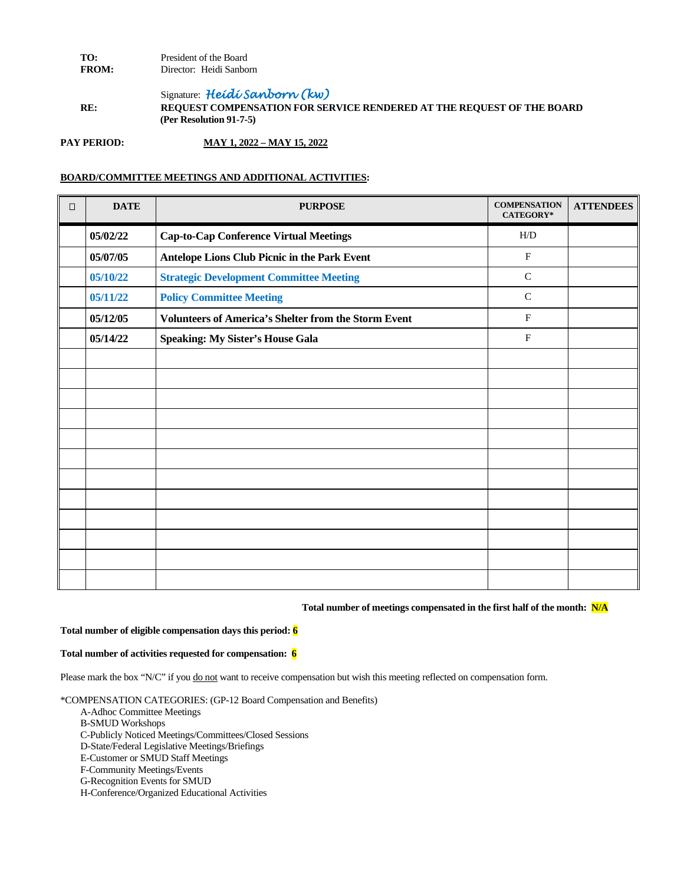**TO:** President of the Board
**FROM:** Director: Heidi Sanborn

Signature: *Heidi Sanborn (kw)*

**RE:** **REQUEST COMPENSATION FOR SERVICE RENDERED AT THE REQUEST OF THE BOARD (Per Resolution 91-7-5)**

**PAY PERIOD:** **MAY 1, 2022 – MAY 15, 2022**

**BOARD/COMMITTEE MEETINGS AND ADDITIONAL ACTIVITIES:**

| ☐ | DATE | PURPOSE | COMPENSATION CATEGORY* | ATTENDEES |
|---|---|---|---|---|
| | **05/02/22** | **Cap-to-Cap Conference Virtual Meetings** | H/D | |
| | **05/07/05** | **Antelope Lions Club Picnic in the Park Event** | F | |
| | **05/10/22** | **Strategic Development Committee Meeting** | C | |
| | **05/11/22** | **Policy Committee Meeting** | C | |
| | **05/12/05** | **Volunteers of America's Shelter from the Storm Event** | F | |
| | **05/14/22** | **Speaking: My Sister's House Gala** | F | |
| | | | | |
| | | | | |
| | | | | |
| | | | | |
| | | | | |
| | | | | |
| | | | | |
| | | | | |
| | | | | |
| | | | | |
| | | | | |
| | | | | |

**Total number of meetings compensated in the first half of the month: N/A**

**Total number of eligible compensation days this period: 6**

**Total number of activities requested for compensation: 6**

Please mark the box "N/C" if you do not want to receive compensation but wish this meeting reflected on compensation form.

*COMPENSATION CATEGORIES: (GP-12 Board Compensation and Benefits)

- A-Adhoc Committee Meetings
- B-SMUD Workshops
- C-Publicly Noticed Meetings/Committees/Closed Sessions
- D-State/Federal Legislative Meetings/Briefings
- E-Customer or SMUD Staff Meetings
- F-Community Meetings/Events
- G-Recognition Events for SMUD
- H-Conference/Organized Educational Activities